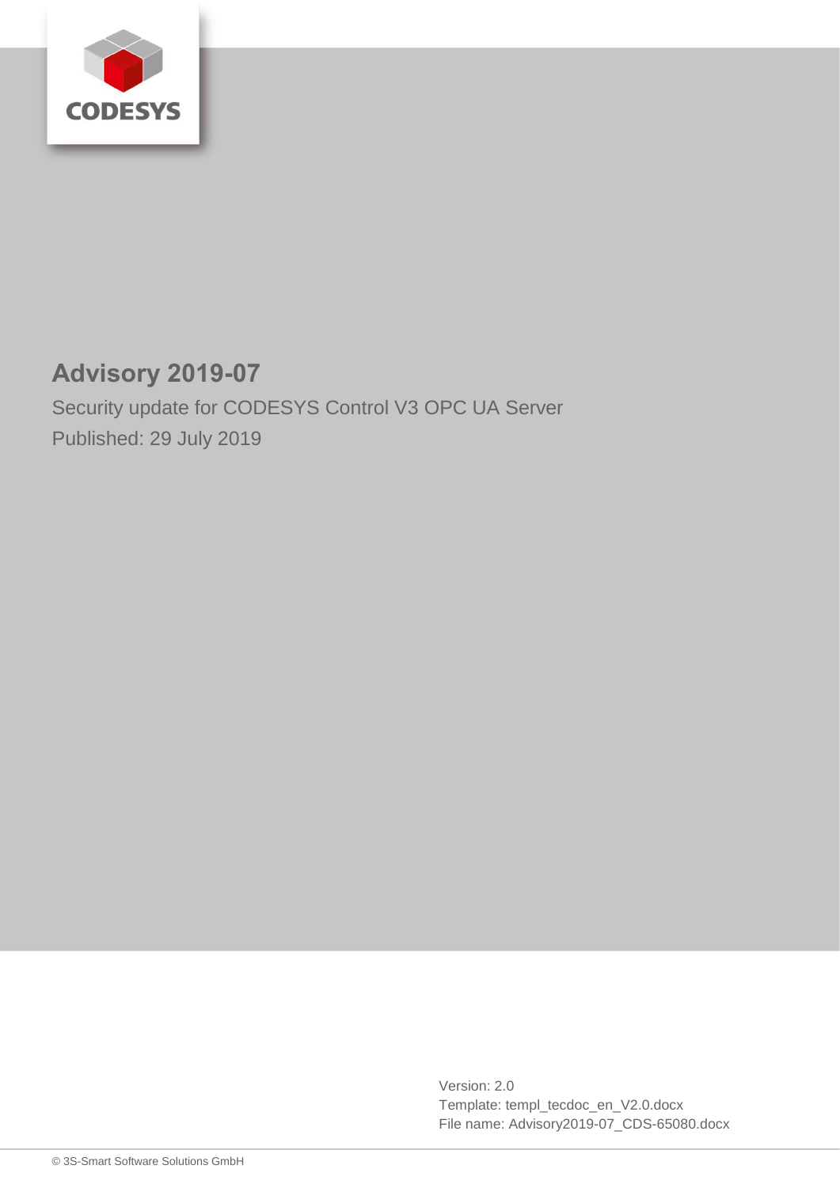CODESYS

# Advisory 2019-07

Security update for CODESYS Control V3 OPC UA Server

Published: 29 July 2019

Version: 2.0
Template: templ_tecdoc_en_V2.0.docx
File name: Advisory2019-07_CDS-65080.docx

© 3S-Smart Software Solutions GmbH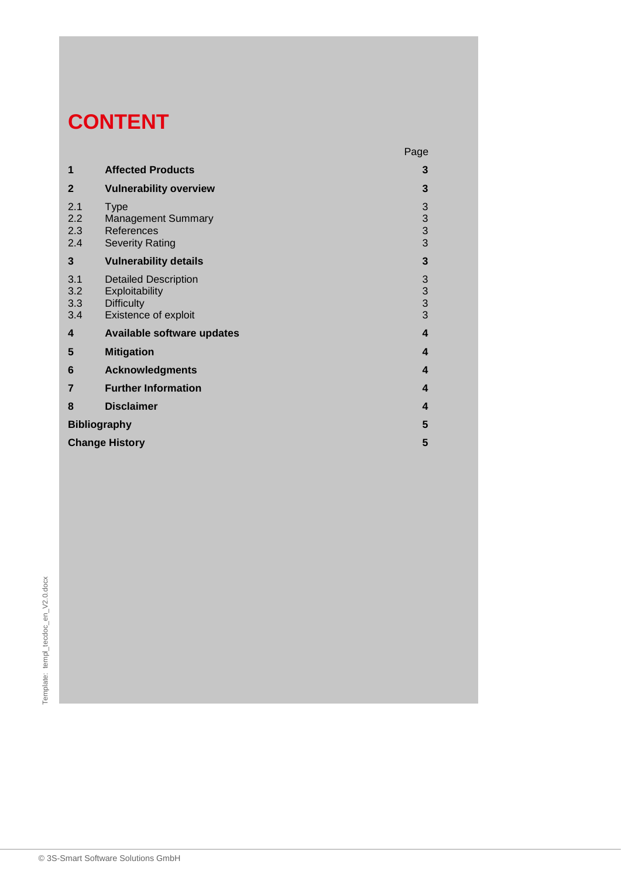# CONTENT

| | | Page |
|---|---|---|
| **1** | **Affected Products** | **3** |
| **2** | **Vulnerability overview** | **3** |
| 2.1 | Type | 3 |
| 2.2 | Management Summary | 3 |
| 2.3 | References | 3 |
| 2.4 | Severity Rating | 3 |
| **3** | **Vulnerability details** | **3** |
| 3.1 | Detailed Description | 3 |
| 3.2 | Exploitability | 3 |
| 3.3 | Difficulty | 3 |
| 3.4 | Existence of exploit | 3 |
| **4** | **Available software updates** | **4** |
| **5** | **Mitigation** | **4** |
| **6** | **Acknowledgments** | **4** |
| **7** | **Further Information** | **4** |
| **8** | **Disclaimer** | **4** |
| **Bibliography** | | **5** |
| **Change History** | | **5** |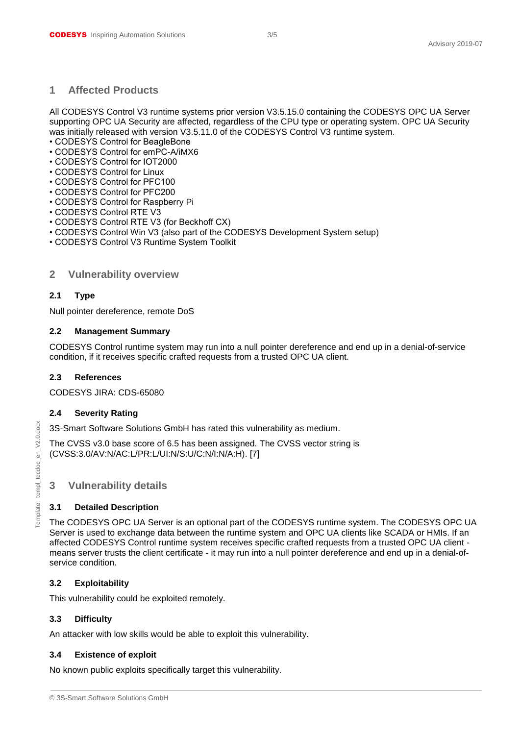# 1 Affected Products

All CODESYS Control V3 runtime systems prior version V3.5.15.0 containing the CODESYS OPC UA Server supporting OPC UA Security are affected, regardless of the CPU type or operating system. OPC UA Security was initially released with version V3.5.11.0 of the CODESYS Control V3 runtime system.

- CODESYS Control for BeagleBone
- CODESYS Control for emPC-A/iMX6
- CODESYS Control for IOT2000
- CODESYS Control for Linux
- CODESYS Control for PFC100
- CODESYS Control for PFC200
- CODESYS Control for Raspberry Pi
- CODESYS Control RTE V3
- CODESYS Control RTE V3 (for Beckhoff CX)
- CODESYS Control Win V3 (also part of the CODESYS Development System setup)
- CODESYS Control V3 Runtime System Toolkit

# 2 Vulnerability overview

## 2.1 Type

Null pointer dereference, remote DoS

## 2.2 Management Summary

CODESYS Control runtime system may run into a null pointer dereference and end up in a denial-of-service condition, if it receives specific crafted requests from a trusted OPC UA client.

## 2.3 References

CODESYS JIRA: CDS-65080

## 2.4 Severity Rating

3S-Smart Software Solutions GmbH has rated this vulnerability as medium.

The CVSS v3.0 base score of 6.5 has been assigned. The CVSS vector string is (CVSS:3.0/AV:N/AC:L/PR:L/UI:N/S:U/C:N/I:N/A:H). [7]

# 3 Vulnerability details

## 3.1 Detailed Description

The CODESYS OPC UA Server is an optional part of the CODESYS runtime system. The CODESYS OPC UA Server is used to exchange data between the runtime system and OPC UA clients like SCADA or HMIs. If an affected CODESYS Control runtime system receives specific crafted requests from a trusted OPC UA client - means server trusts the client certificate - it may run into a null pointer dereference and end up in a denial-of-service condition.

## 3.2 Exploitability

This vulnerability could be exploited remotely.

## 3.3 Difficulty

An attacker with low skills would be able to exploit this vulnerability.

## 3.4 Existence of exploit

No known public exploits specifically target this vulnerability.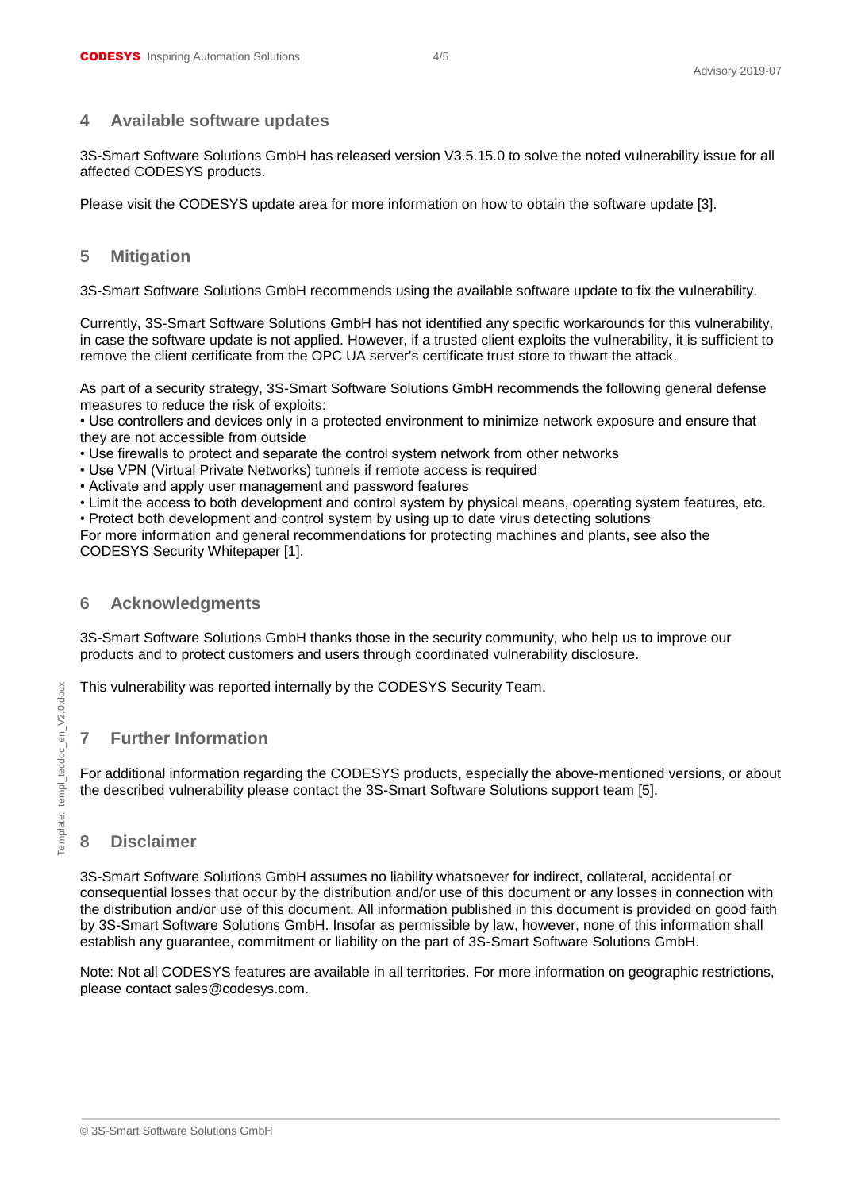## 4 Available software updates

3S-Smart Software Solutions GmbH has released version V3.5.15.0 to solve the noted vulnerability issue for all affected CODESYS products.

Please visit the CODESYS update area for more information on how to obtain the software update [3].

## 5 Mitigation

3S-Smart Software Solutions GmbH recommends using the available software update to fix the vulnerability.

Currently, 3S-Smart Software Solutions GmbH has not identified any specific workarounds for this vulnerability, in case the software update is not applied. However, if a trusted client exploits the vulnerability, it is sufficient to remove the client certificate from the OPC UA server's certificate trust store to thwart the attack.

As part of a security strategy, 3S-Smart Software Solutions GmbH recommends the following general defense measures to reduce the risk of exploits:

- Use controllers and devices only in a protected environment to minimize network exposure and ensure that they are not accessible from outside
- Use firewalls to protect and separate the control system network from other networks
- Use VPN (Virtual Private Networks) tunnels if remote access is required
- Activate and apply user management and password features
- Limit the access to both development and control system by physical means, operating system features, etc.
- Protect both development and control system by using up to date virus detecting solutions

For more information and general recommendations for protecting machines and plants, see also the CODESYS Security Whitepaper [1].

## 6 Acknowledgments

3S-Smart Software Solutions GmbH thanks those in the security community, who help us to improve our products and to protect customers and users through coordinated vulnerability disclosure.

This vulnerability was reported internally by the CODESYS Security Team.

## 7 Further Information

For additional information regarding the CODESYS products, especially the above-mentioned versions, or about the described vulnerability please contact the 3S-Smart Software Solutions support team [5].

## 8 Disclaimer

3S-Smart Software Solutions GmbH assumes no liability whatsoever for indirect, collateral, accidental or consequential losses that occur by the distribution and/or use of this document or any losses in connection with the distribution and/or use of this document. All information published in this document is provided on good faith by 3S-Smart Software Solutions GmbH. Insofar as permissible by law, however, none of this information shall establish any guarantee, commitment or liability on the part of 3S-Smart Software Solutions GmbH.

Note: Not all CODESYS features are available in all territories. For more information on geographic restrictions, please contact sales@codesys.com.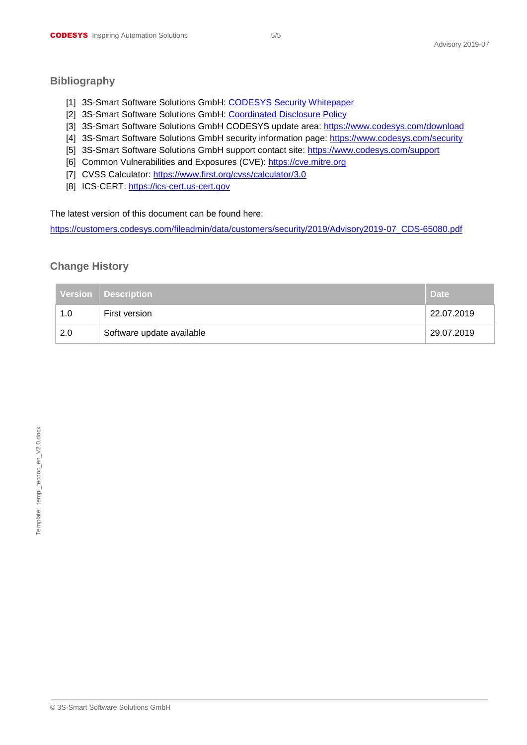## Bibliography

[1] 3S-Smart Software Solutions GmbH: CODESYS Security Whitepaper
[2] 3S-Smart Software Solutions GmbH: Coordinated Disclosure Policy
[3] 3S-Smart Software Solutions GmbH CODESYS update area: https://www.codesys.com/download
[4] 3S-Smart Software Solutions GmbH security information page: https://www.codesys.com/security
[5] 3S-Smart Software Solutions GmbH support contact site: https://www.codesys.com/support
[6] Common Vulnerabilities and Exposures (CVE): https://cve.mitre.org
[7] CVSS Calculator: https://www.first.org/cvss/calculator/3.0
[8] ICS-CERT: https://ics-cert.us-cert.gov

The latest version of this document can be found here:

https://customers.codesys.com/fileadmin/data/customers/security/2019/Advisory2019-07_CDS-65080.pdf

## Change History

| Version | Description | Date |
|---|---|---|
| 1.0 | First version | 22.07.2019 |
| 2.0 | Software update available | 29.07.2019 |